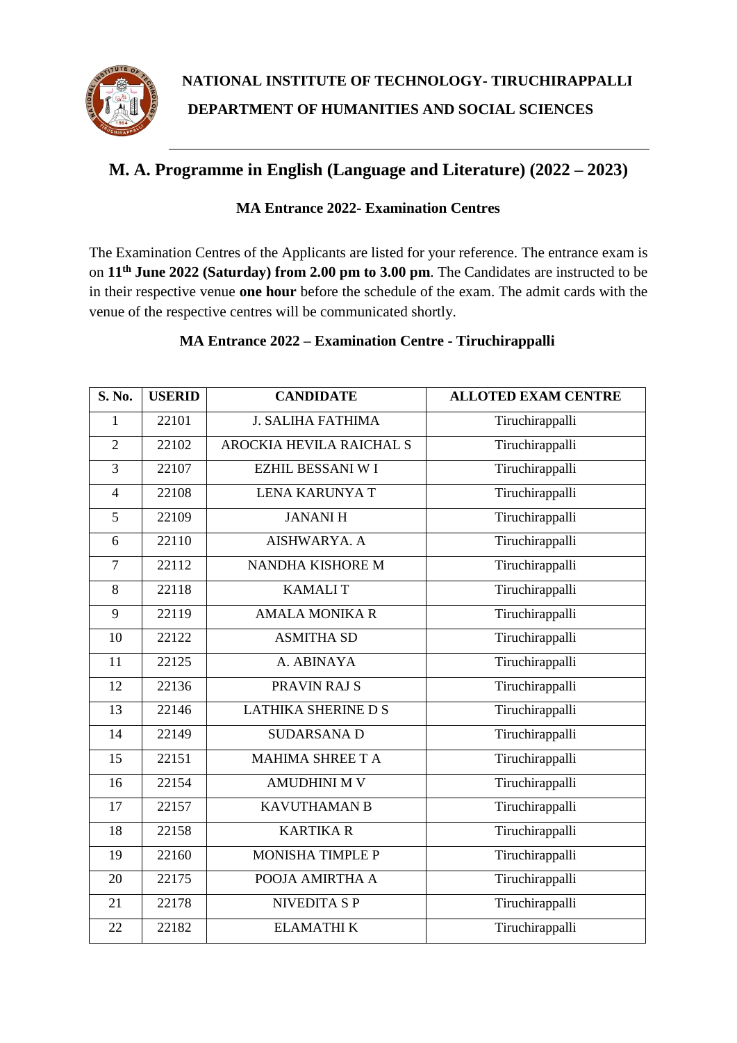**NATIONAL INSTITUTE OF TECHNOLOGY- TIRUCHIRAPPALLI**

**DEPARTMENT OF HUMANITIES AND SOCIAL SCIENCES**

# M. A. Programme in English (Language and Literature) (2022 – 2023)

### MA Entrance 2022- Examination Centres

The Examination Centres of the Applicants are listed for your reference. The entrance exam is on **11th June 2022 (Saturday) from 2.00 pm to 3.00 pm**. The Candidates are instructed to be in their respective venue **one hour** before the schedule of the exam. The admit cards with the venue of the respective centres will be communicated shortly.

### MA Entrance 2022 – Examination Centre - Tiruchirappalli

| S. No. | USERID | CANDIDATE | ALLOTED EXAM CENTRE |
|---|---|---|---|
| 1 | 22101 | J. SALIHA FATHIMA | Tiruchirappalli |
| 2 | 22102 | AROCKIA HEVILA RAICHAL S | Tiruchirappalli |
| 3 | 22107 | EZHIL BESSANI W I | Tiruchirappalli |
| 4 | 22108 | LENA KARUNYA T | Tiruchirappalli |
| 5 | 22109 | JANANI H | Tiruchirappalli |
| 6 | 22110 | AISHWARYA. A | Tiruchirappalli |
| 7 | 22112 | NANDHA KISHORE M | Tiruchirappalli |
| 8 | 22118 | KAMALI T | Tiruchirappalli |
| 9 | 22119 | AMALA MONIKA R | Tiruchirappalli |
| 10 | 22122 | ASMITHA SD | Tiruchirappalli |
| 11 | 22125 | A. ABINAYA | Tiruchirappalli |
| 12 | 22136 | PRAVIN RAJ S | Tiruchirappalli |
| 13 | 22146 | LATHIKA SHERINE D S | Tiruchirappalli |
| 14 | 22149 | SUDARSANA D | Tiruchirappalli |
| 15 | 22151 | MAHIMA SHREE T A | Tiruchirappalli |
| 16 | 22154 | AMUDHINI M V | Tiruchirappalli |
| 17 | 22157 | KAVUTHAMAN B | Tiruchirappalli |
| 18 | 22158 | KARTIKA R | Tiruchirappalli |
| 19 | 22160 | MONISHA TIMPLE P | Tiruchirappalli |
| 20 | 22175 | POOJA AMIRTHA A | Tiruchirappalli |
| 21 | 22178 | NIVEDITA S P | Tiruchirappalli |
| 22 | 22182 | ELAMATHI K | Tiruchirappalli |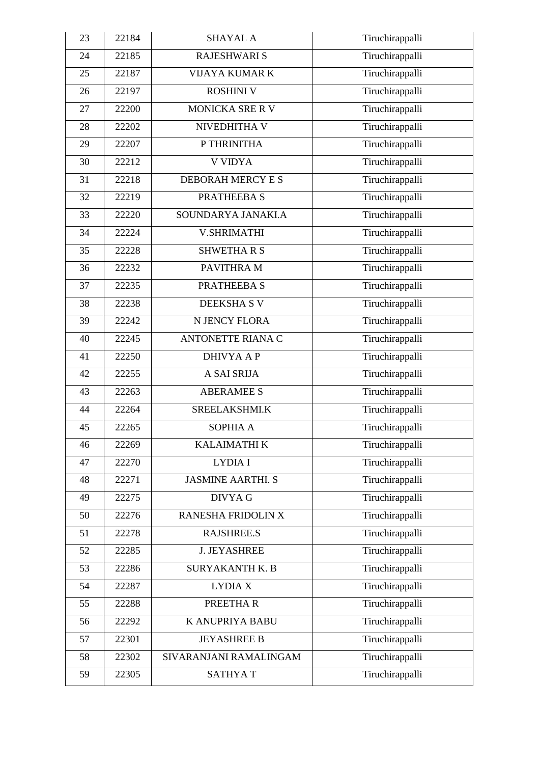| 23 | 22184 | SHAYAL A | Tiruchirappalli |
|---|---|---|---|
| 24 | 22185 | RAJESHWARI S | Tiruchirappalli |
| 25 | 22187 | VIJAYA KUMAR K | Tiruchirappalli |
| 26 | 22197 | ROSHINI V | Tiruchirappalli |
| 27 | 22200 | MONICKA SRE R V | Tiruchirappalli |
| 28 | 22202 | NIVEDHITHA V | Tiruchirappalli |
| 29 | 22207 | P THRINITHA | Tiruchirappalli |
| 30 | 22212 | V VIDYA | Tiruchirappalli |
| 31 | 22218 | DEBORAH MERCY E S | Tiruchirappalli |
| 32 | 22219 | PRATHEEBA S | Tiruchirappalli |
| 33 | 22220 | SOUNDARYA JANAKI.A | Tiruchirappalli |
| 34 | 22224 | V.SHRIMATHI | Tiruchirappalli |
| 35 | 22228 | SHWETHA R S | Tiruchirappalli |
| 36 | 22232 | PAVITHRA M | Tiruchirappalli |
| 37 | 22235 | PRATHEEBA S | Tiruchirappalli |
| 38 | 22238 | DEEKSHA S V | Tiruchirappalli |
| 39 | 22242 | N JENCY FLORA | Tiruchirappalli |
| 40 | 22245 | ANTONETTE RIANA C | Tiruchirappalli |
| 41 | 22250 | DHIVYA A P | Tiruchirappalli |
| 42 | 22255 | A SAI SRIJA | Tiruchirappalli |
| 43 | 22263 | ABERAMEE S | Tiruchirappalli |
| 44 | 22264 | SREELAKSHMI.K | Tiruchirappalli |
| 45 | 22265 | SOPHIA A | Tiruchirappalli |
| 46 | 22269 | KALAIMATHI K | Tiruchirappalli |
| 47 | 22270 | LYDIA I | Tiruchirappalli |
| 48 | 22271 | JASMINE AARTHI. S | Tiruchirappalli |
| 49 | 22275 | DIVYA G | Tiruchirappalli |
| 50 | 22276 | RANESHA FRIDOLIN X | Tiruchirappalli |
| 51 | 22278 | RAJSHREE.S | Tiruchirappalli |
| 52 | 22285 | J. JEYASHREE | Tiruchirappalli |
| 53 | 22286 | SURYAKANTH K. B | Tiruchirappalli |
| 54 | 22287 | LYDIA X | Tiruchirappalli |
| 55 | 22288 | PREETHA R | Tiruchirappalli |
| 56 | 22292 | K ANUPRIYA BABU | Tiruchirappalli |
| 57 | 22301 | JEYASHREE B | Tiruchirappalli |
| 58 | 22302 | SIVARANJANI RAMALINGAM | Tiruchirappalli |
| 59 | 22305 | SATHYA T | Tiruchirappalli |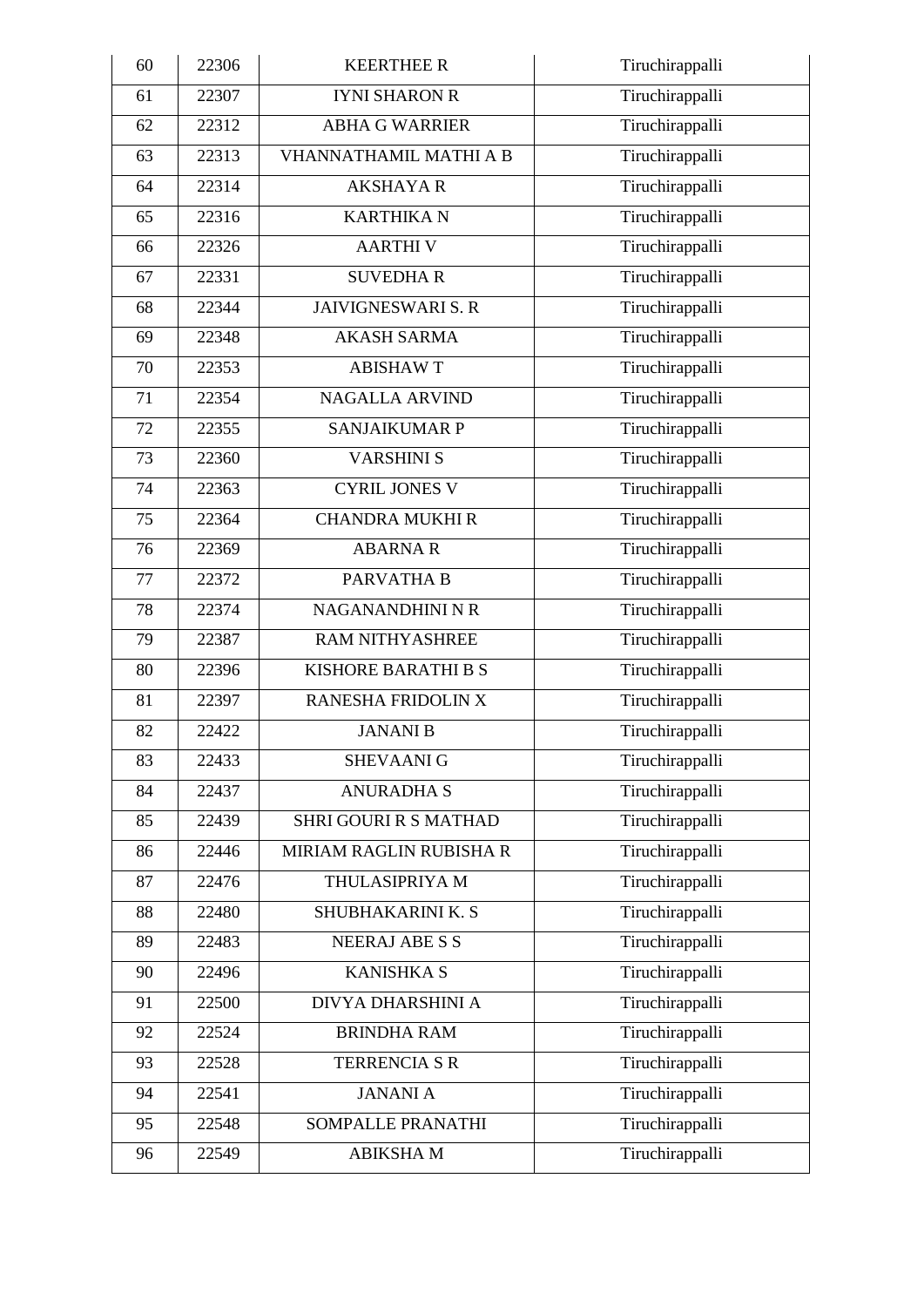| 60 | 22306 | KEERTHEE R | Tiruchirappalli |
|---|---|---|---|
| 61 | 22307 | IYNI SHARON R | Tiruchirappalli |
| 62 | 22312 | ABHA G WARRIER | Tiruchirappalli |
| 63 | 22313 | VHANNATHAMIL MATHI A B | Tiruchirappalli |
| 64 | 22314 | AKSHAYA R | Tiruchirappalli |
| 65 | 22316 | KARTHIKA N | Tiruchirappalli |
| 66 | 22326 | AARTHI V | Tiruchirappalli |
| 67 | 22331 | SUVEDHA R | Tiruchirappalli |
| 68 | 22344 | JAIVIGNESWARI S. R | Tiruchirappalli |
| 69 | 22348 | AKASH SARMA | Tiruchirappalli |
| 70 | 22353 | ABISHAW T | Tiruchirappalli |
| 71 | 22354 | NAGALLA ARVIND | Tiruchirappalli |
| 72 | 22355 | SANJAIKUMAR P | Tiruchirappalli |
| 73 | 22360 | VARSHINI S | Tiruchirappalli |
| 74 | 22363 | CYRIL JONES V | Tiruchirappalli |
| 75 | 22364 | CHANDRA MUKHI R | Tiruchirappalli |
| 76 | 22369 | ABARNA R | Tiruchirappalli |
| 77 | 22372 | PARVATHA B | Tiruchirappalli |
| 78 | 22374 | NAGANANDHINI N R | Tiruchirappalli |
| 79 | 22387 | RAM NITHYASHREE | Tiruchirappalli |
| 80 | 22396 | KISHORE BARATHI B S | Tiruchirappalli |
| 81 | 22397 | RANESHA FRIDOLIN X | Tiruchirappalli |
| 82 | 22422 | JANANI B | Tiruchirappalli |
| 83 | 22433 | SHEVAANI G | Tiruchirappalli |
| 84 | 22437 | ANURADHA S | Tiruchirappalli |
| 85 | 22439 | SHRI GOURI R S MATHAD | Tiruchirappalli |
| 86 | 22446 | MIRIAM RAGLIN RUBISHA R | Tiruchirappalli |
| 87 | 22476 | THULASIPRIYA M | Tiruchirappalli |
| 88 | 22480 | SHUBHAKARINI K. S | Tiruchirappalli |
| 89 | 22483 | NEERAJ ABE S S | Tiruchirappalli |
| 90 | 22496 | KANISHKA S | Tiruchirappalli |
| 91 | 22500 | DIVYA DHARSHINI A | Tiruchirappalli |
| 92 | 22524 | BRINDHA RAM | Tiruchirappalli |
| 93 | 22528 | TERRENCIA S R | Tiruchirappalli |
| 94 | 22541 | JANANI A | Tiruchirappalli |
| 95 | 22548 | SOMPALLE PRANATHI | Tiruchirappalli |
| 96 | 22549 | ABIKSHA M | Tiruchirappalli |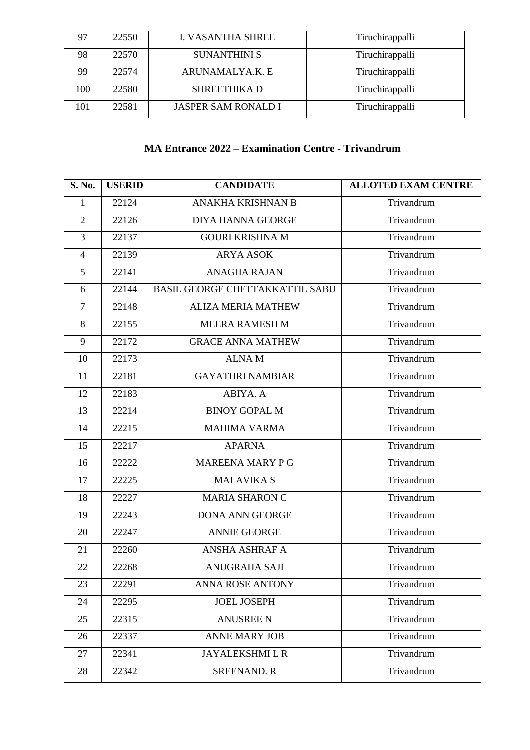| 97 | 22550 | I. VASANTHA SHREE | Tiruchirappalli |
|---|---|---|---|
| 98 | 22570 | SUNANTHINI S | Tiruchirappalli |
| 99 | 22574 | ARUNAMALYA.K. E | Tiruchirappalli |
| 100 | 22580 | SHREETHIKA D | Tiruchirappalli |
| 101 | 22581 | JASPER SAM RONALD I | Tiruchirappalli |

## MA Entrance 2022 – Examination Centre - Trivandrum

| S. No. | USERID | CANDIDATE | ALLOTED EXAM CENTRE |
|---|---|---|---|
| 1 | 22124 | ANAKHA KRISHNAN B | Trivandrum |
| 2 | 22126 | DIYA HANNA GEORGE | Trivandrum |
| 3 | 22137 | GOURI KRISHNA M | Trivandrum |
| 4 | 22139 | ARYA ASOK | Trivandrum |
| 5 | 22141 | ANAGHA RAJAN | Trivandrum |
| 6 | 22144 | BASIL GEORGE CHETTAKKATTIL SABU | Trivandrum |
| 7 | 22148 | ALIZA MERIA MATHEW | Trivandrum |
| 8 | 22155 | MEERA RAMESH M | Trivandrum |
| 9 | 22172 | GRACE ANNA MATHEW | Trivandrum |
| 10 | 22173 | ALNA M | Trivandrum |
| 11 | 22181 | GAYATHRI NAMBIAR | Trivandrum |
| 12 | 22183 | ABIYA. A | Trivandrum |
| 13 | 22214 | BINOY GOPAL M | Trivandrum |
| 14 | 22215 | MAHIMA VARMA | Trivandrum |
| 15 | 22217 | APARNA | Trivandrum |
| 16 | 22222 | MAREENA MARY P G | Trivandrum |
| 17 | 22225 | MALAVIKA S | Trivandrum |
| 18 | 22227 | MARIA SHARON C | Trivandrum |
| 19 | 22243 | DONA ANN GEORGE | Trivandrum |
| 20 | 22247 | ANNIE GEORGE | Trivandrum |
| 21 | 22260 | ANSHA ASHRAF A | Trivandrum |
| 22 | 22268 | ANUGRAHA SAJI | Trivandrum |
| 23 | 22291 | ANNA ROSE ANTONY | Trivandrum |
| 24 | 22295 | JOEL JOSEPH | Trivandrum |
| 25 | 22315 | ANUSREE N | Trivandrum |
| 26 | 22337 | ANNE MARY JOB | Trivandrum |
| 27 | 22341 | JAYALEKSHMI L R | Trivandrum |
| 28 | 22342 | SREENAND. R | Trivandrum |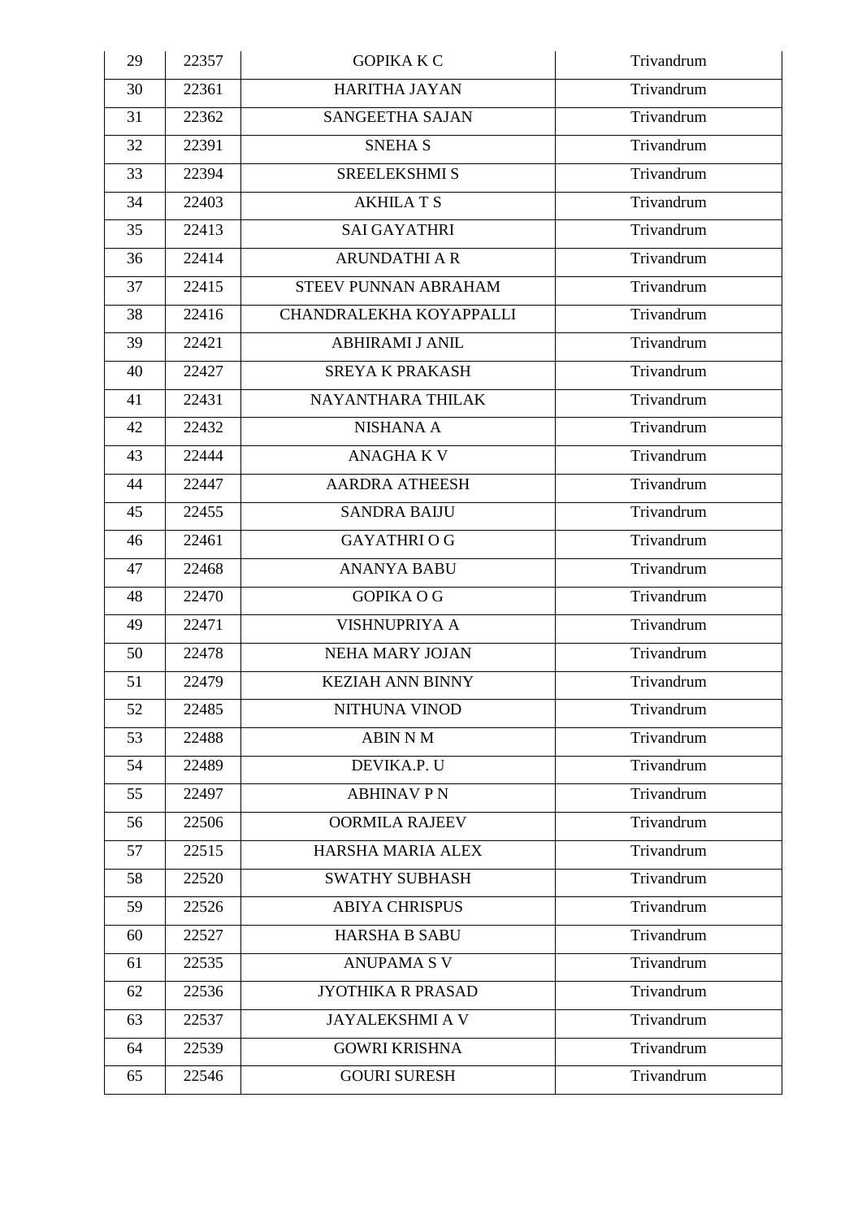| 29 | 22357 | GOPIKA K C | Trivandrum |
|---|---|---|---|
| 30 | 22361 | HARITHA JAYAN | Trivandrum |
| 31 | 22362 | SANGEETHA SAJAN | Trivandrum |
| 32 | 22391 | SNEHA S | Trivandrum |
| 33 | 22394 | SREELEKSHMI S | Trivandrum |
| 34 | 22403 | AKHILA T S | Trivandrum |
| 35 | 22413 | SAI GAYATHRI | Trivandrum |
| 36 | 22414 | ARUNDATHI A R | Trivandrum |
| 37 | 22415 | STEEV PUNNAN ABRAHAM | Trivandrum |
| 38 | 22416 | CHANDRALEKHA KOYAPPALLI | Trivandrum |
| 39 | 22421 | ABHIRAMI J ANIL | Trivandrum |
| 40 | 22427 | SREYA K PRAKASH | Trivandrum |
| 41 | 22431 | NAYANTHARA THILAK | Trivandrum |
| 42 | 22432 | NISHANA A | Trivandrum |
| 43 | 22444 | ANAGHA K V | Trivandrum |
| 44 | 22447 | AARDRA ATHEESH | Trivandrum |
| 45 | 22455 | SANDRA BAIJU | Trivandrum |
| 46 | 22461 | GAYATHRI O G | Trivandrum |
| 47 | 22468 | ANANYA BABU | Trivandrum |
| 48 | 22470 | GOPIKA O G | Trivandrum |
| 49 | 22471 | VISHNUPRIYA A | Trivandrum |
| 50 | 22478 | NEHA MARY JOJAN | Trivandrum |
| 51 | 22479 | KEZIAH ANN BINNY | Trivandrum |
| 52 | 22485 | NITHUNA VINOD | Trivandrum |
| 53 | 22488 | ABIN N M | Trivandrum |
| 54 | 22489 | DEVIKA.P. U | Trivandrum |
| 55 | 22497 | ABHINAV P N | Trivandrum |
| 56 | 22506 | OORMILA RAJEEV | Trivandrum |
| 57 | 22515 | HARSHA MARIA ALEX | Trivandrum |
| 58 | 22520 | SWATHY SUBHASH | Trivandrum |
| 59 | 22526 | ABIYA CHRISPUS | Trivandrum |
| 60 | 22527 | HARSHA B SABU | Trivandrum |
| 61 | 22535 | ANUPAMA S V | Trivandrum |
| 62 | 22536 | JYOTHIKA R PRASAD | Trivandrum |
| 63 | 22537 | JAYALEKSHMI A V | Trivandrum |
| 64 | 22539 | GOWRI KRISHNA | Trivandrum |
| 65 | 22546 | GOURI SURESH | Trivandrum |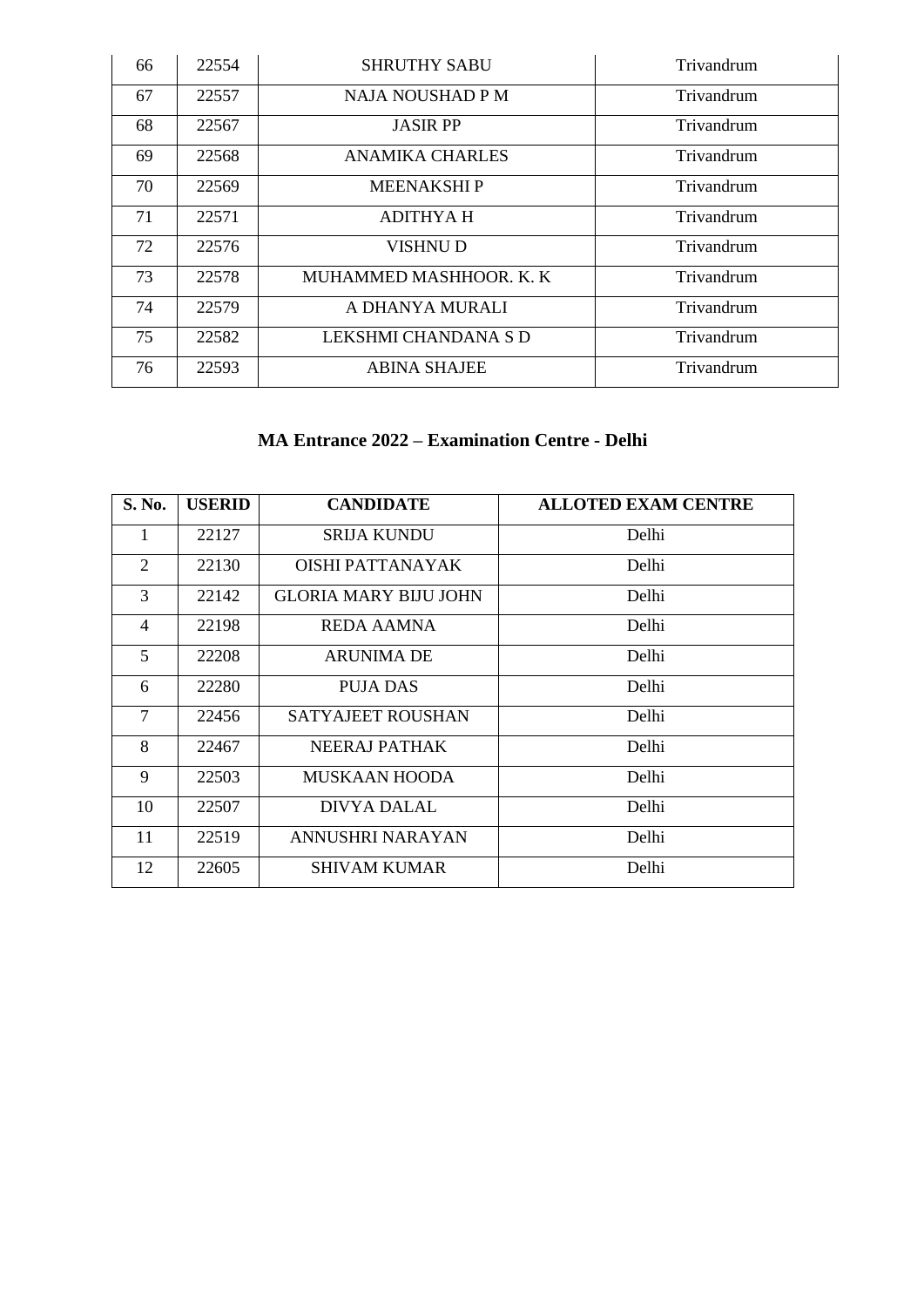| | | | |
|---|---|---|---|
| 66 | 22554 | SHRUTHY SABU | Trivandrum |
| 67 | 22557 | NAJA NOUSHAD P M | Trivandrum |
| 68 | 22567 | JASIR PP | Trivandrum |
| 69 | 22568 | ANAMIKA CHARLES | Trivandrum |
| 70 | 22569 | MEENAKSHI P | Trivandrum |
| 71 | 22571 | ADITHYA H | Trivandrum |
| 72 | 22576 | VISHNU D | Trivandrum |
| 73 | 22578 | MUHAMMED MASHHOOR. K. K | Trivandrum |
| 74 | 22579 | A DHANYA MURALI | Trivandrum |
| 75 | 22582 | LEKSHMI CHANDANA S D | Trivandrum |
| 76 | 22593 | ABINA SHAJEE | Trivandrum |

## MA Entrance 2022 – Examination Centre - Delhi

| S. No. | USERID | CANDIDATE | ALLOTED EXAM CENTRE |
|---|---|---|---|
| 1 | 22127 | SRIJA KUNDU | Delhi |
| 2 | 22130 | OISHI PATTANAYAK | Delhi |
| 3 | 22142 | GLORIA MARY BIJU JOHN | Delhi |
| 4 | 22198 | REDA AAMNA | Delhi |
| 5 | 22208 | ARUNIMA DE | Delhi |
| 6 | 22280 | PUJA DAS | Delhi |
| 7 | 22456 | SATYAJEET ROUSHAN | Delhi |
| 8 | 22467 | NEERAJ PATHAK | Delhi |
| 9 | 22503 | MUSKAAN HOODA | Delhi |
| 10 | 22507 | DIVYA DALAL | Delhi |
| 11 | 22519 | ANNUSHRI NARAYAN | Delhi |
| 12 | 22605 | SHIVAM KUMAR | Delhi |